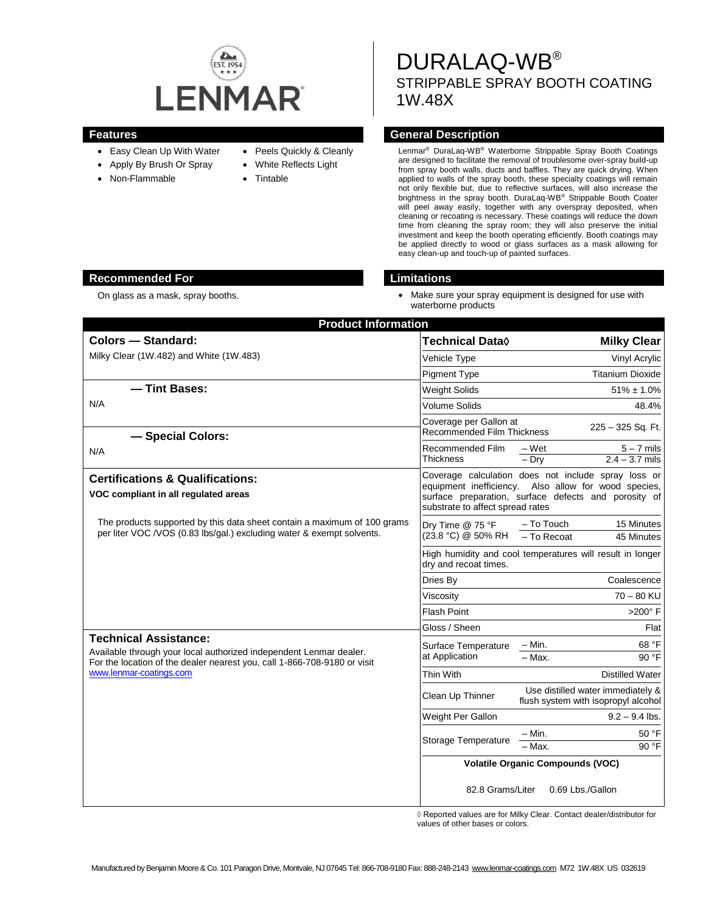LENMAR® EST. 1954

# DURALAQ-WB®

## STRIPPABLE SPRAY BOOTH COATING
## 1W.48X

## Features

- Easy Clean Up With Water
- Apply By Brush Or Spray
- Non-Flammable
- Peels Quickly & Cleanly
- White Reflects Light
- Tintable

## General Description

Lenmar® DuraLaq-WB® Waterborne Strippable Spray Booth Coatings are designed to facilitate the removal of troublesome over-spray build-up from spray booth walls, ducts and baffles. They are quick drying. When applied to walls of the spray booth, these specialty coatings will remain not only flexible but, due to reflective surfaces, will also increase the brightness in the spray booth. DuraLaq-WB® Strippable Booth Coater will peel away easily, together with any overspray deposited, when cleaning or recoating is necessary. These coatings will reduce the down time from cleaning the spray room; they will also preserve the initial investment and keep the booth operating efficiently. Booth coatings may be applied directly to wood or glass surfaces as a mask allowing for easy clean-up and touch-up of painted surfaces.

## Recommended For

On glass as a mask, spray booths.

## Limitations

- Make sure your spray equipment is designed for use with waterborne products

## Product Information

### Colors — Standard:

Milky Clear (1W.482) and White (1W.483)

### — Tint Bases:

N/A

### — Special Colors:

N/A

### Certifications & Qualifications:

**VOC compliant in all regulated areas**

The products supported by this data sheet contain a maximum of 100 grams per liter VOC /VOS (0.83 lbs/gal.) excluding water & exempt solvents.

### Technical Assistance:

Available through your local authorized independent Lenmar dealer. For the location of the dealer nearest you, call 1-866-708-9180 or visit www.lenmar-coatings.com

| Technical Data◊ | | Milky Clear |
|---|---|---|
| Vehicle Type | | Vinyl Acrylic |
| Pigment Type | | Titanium Dioxide |
| Weight Solids | | 51% ± 1.0% |
| Volume Solids | | 48.4% |
| Coverage per Gallon at Recommended Film Thickness | | 225 – 325 Sq. Ft. |
| Recommended Film Thickness | – Wet | 5 – 7 mils |
| | – Dry | 2.4 – 3.7 mils |
| Coverage calculation does not include spray loss or equipment inefficiency. Also allow for wood species, surface preparation, surface defects and porosity of substrate to affect spread rates | | |
| Dry Time @ 75 °F (23.8 °C) @ 50% RH | – To Touch | 15 Minutes |
| | – To Recoat | 45 Minutes |
| High humidity and cool temperatures will result in longer dry and recoat times. | | |
| Dries By | | Coalescence |
| Viscosity | | 70 – 80 KU |
| Flash Point | | >200° F |
| Gloss / Sheen | | Flat |
| Surface Temperature at Application | – Min. | 68 °F |
| | – Max. | 90 °F |
| Thin With | | Distilled Water |
| Clean Up Thinner | | Use distilled water immediately & flush system with isopropyl alcohol |
| Weight Per Gallon | | 9.2 – 9.4 lbs. |
| Storage Temperature | – Min. | 50 °F |
| | – Max. | 90 °F |
| Volatile Organic Compounds (VOC) | | |
| 82.8 Grams/Liter | | 0.69 Lbs./Gallon |

◊ Reported values are for Milky Clear. Contact dealer/distributor for values of other bases or colors.

Manufactured by Benjamin Moore & Co. 101 Paragon Drive, Montvale, NJ 07645 Tel: 866-708-9180 Fax: 888-248-2143 www.lenmar-coatings.com M72 1W.48X US 032619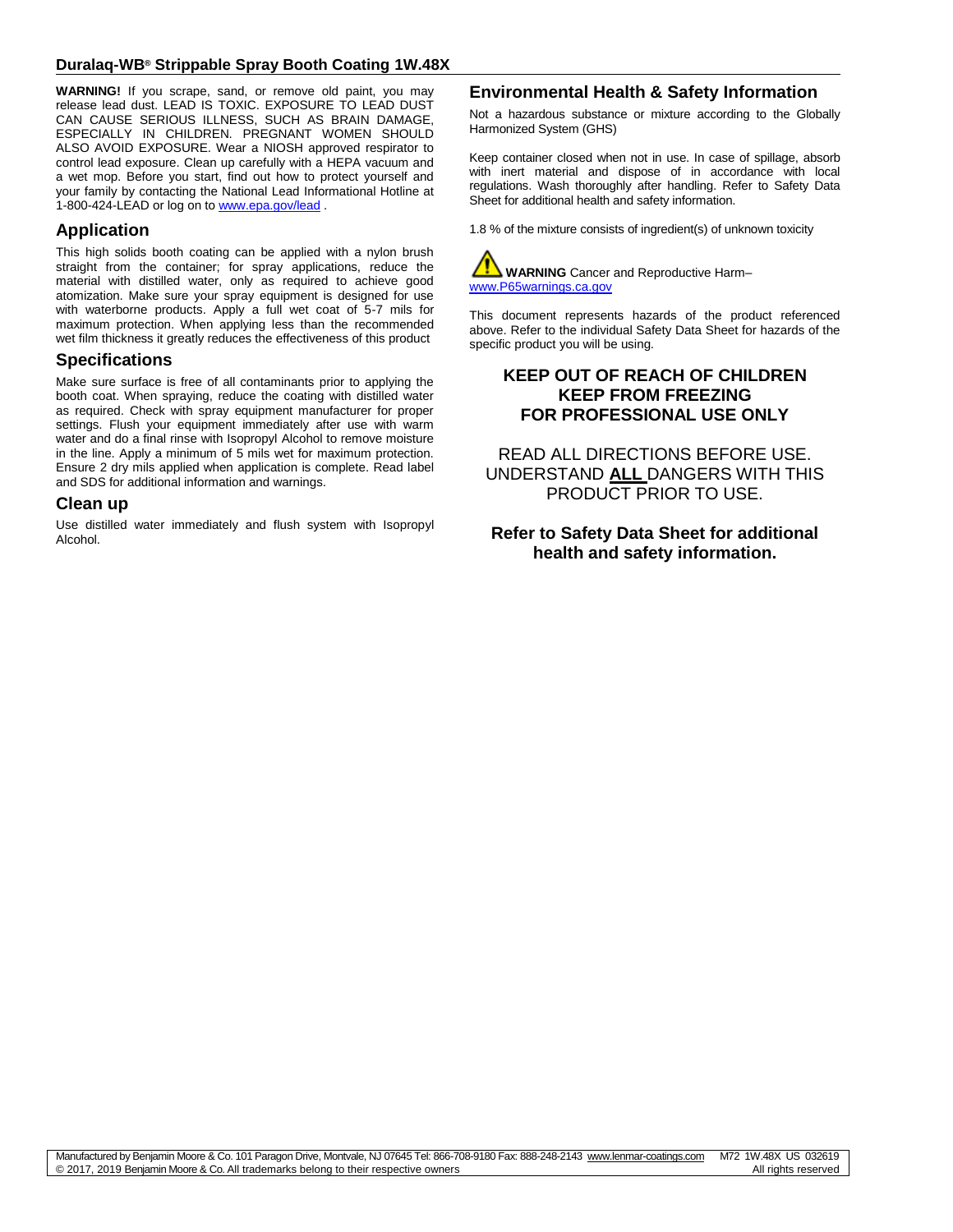**Duralaq-WB® Strippable Spray Booth Coating 1W.48X**

**WARNING!** If you scrape, sand, or remove old paint, you may release lead dust. LEAD IS TOXIC. EXPOSURE TO LEAD DUST CAN CAUSE SERIOUS ILLNESS, SUCH AS BRAIN DAMAGE, ESPECIALLY IN CHILDREN. PREGNANT WOMEN SHOULD ALSO AVOID EXPOSURE. Wear a NIOSH approved respirator to control lead exposure. Clean up carefully with a HEPA vacuum and a wet mop. Before you start, find out how to protect yourself and your family by contacting the National Lead Informational Hotline at 1-800-424-LEAD or log on to www.epa.gov/lead .

## Application

This high solids booth coating can be applied with a nylon brush straight from the container; for spray applications, reduce the material with distilled water, only as required to achieve good atomization. Make sure your spray equipment is designed for use with waterborne products. Apply a full wet coat of 5-7 mils for maximum protection. When applying less than the recommended wet film thickness it greatly reduces the effectiveness of this product

## Specifications

Make sure surface is free of all contaminants prior to applying the booth coat. When spraying, reduce the coating with distilled water as required. Check with spray equipment manufacturer for proper settings. Flush your equipment immediately after use with warm water and do a final rinse with Isopropyl Alcohol to remove moisture in the line. Apply a minimum of 5 mils wet for maximum protection. Ensure 2 dry mils applied when application is complete. Read label and SDS for additional information and warnings.

## Clean up

Use distilled water immediately and flush system with Isopropyl Alcohol.

## Environmental Health & Safety Information

Not a hazardous substance or mixture according to the Globally Harmonized System (GHS)

Keep container closed when not in use. In case of spillage, absorb with inert material and dispose of in accordance with local regulations. Wash thoroughly after handling. Refer to Safety Data Sheet for additional health and safety information.

1.8 % of the mixture consists of ingredient(s) of unknown toxicity

**WARNING** Cancer and Reproductive Harm– www.P65warnings.ca.gov

This document represents hazards of the product referenced above. Refer to the individual Safety Data Sheet for hazards of the specific product you will be using.

**KEEP OUT OF REACH OF CHILDREN**
**KEEP FROM FREEZING**
**FOR PROFESSIONAL USE ONLY**

READ ALL DIRECTIONS BEFORE USE. UNDERSTAND **ALL** DANGERS WITH THIS PRODUCT PRIOR TO USE.

**Refer to Safety Data Sheet for additional health and safety information.**

Manufactured by Benjamin Moore & Co. 101 Paragon Drive, Montvale, NJ 07645 Tel: 866-708-9180 Fax: 888-248-2143 www.lenmar-coatings.com M72 1W.48X US 032619
© 2017, 2019 Benjamin Moore & Co. All trademarks belong to their respective owners All rights reserved